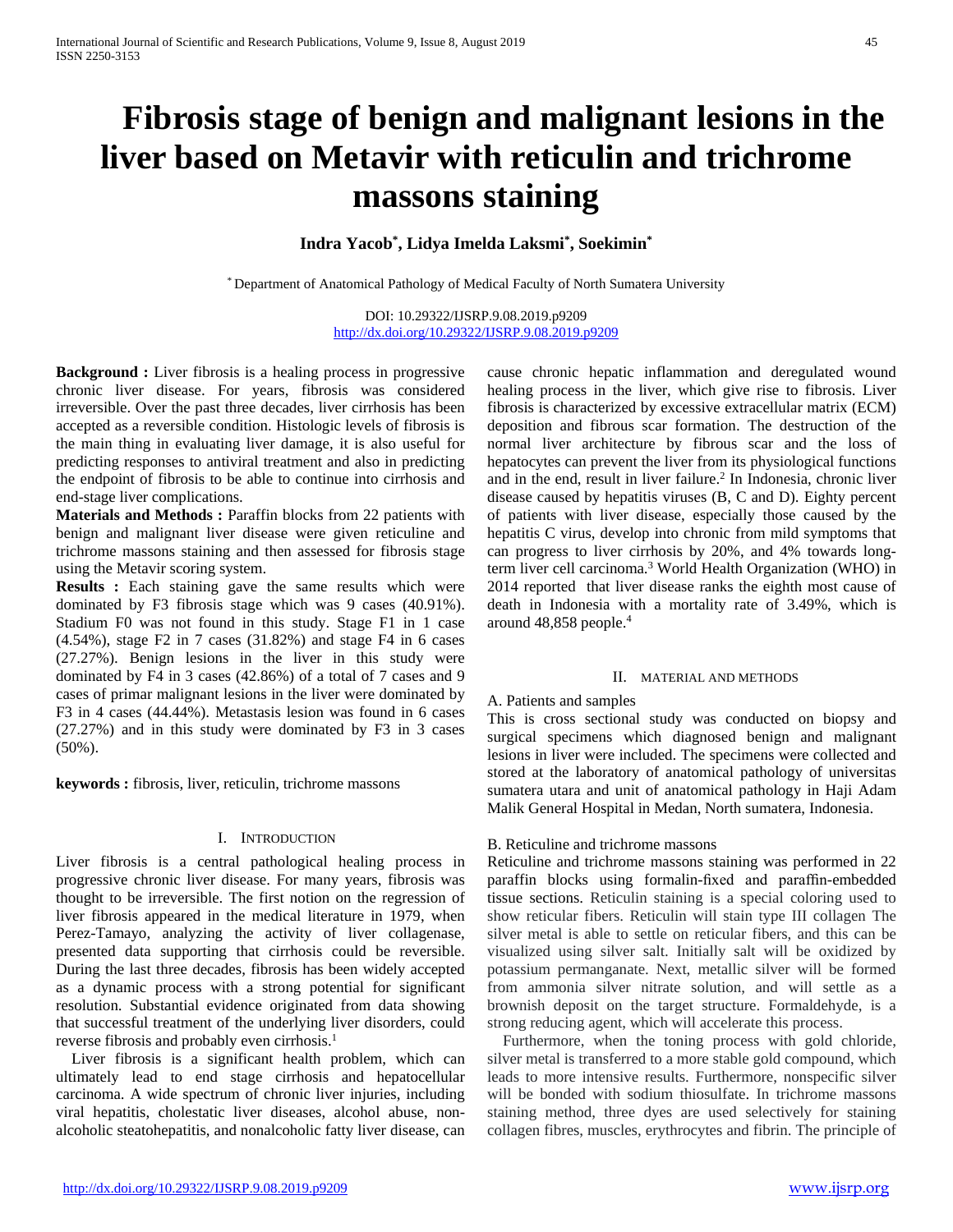# Fibrosis stage of benign and malignant lesions in the liver based on Metavir with reticulin and trichrome massons staining

**Indra Yacob[*], Lidya Imelda Laksmi[*], Soekimin[*]**

[*] Department of Anatomical Pathology of Medical Faculty of North Sumatera University

DOI: 10.29322/IJSRP.9.08.2019.p9209
http://dx.doi.org/10.29322/IJSRP.9.08.2019.p9209

**Background :** Liver fibrosis is a healing process in progressive chronic liver disease. For years, fibrosis was considered irreversible. Over the past three decades, liver cirrhosis has been accepted as a reversible condition. Histologic levels of fibrosis is the main thing in evaluating liver damage, it is also useful for predicting responses to antiviral treatment and also in predicting the endpoint of fibrosis to be able to continue into cirrhosis and end-stage liver complications.

**Materials and Methods :** Paraffin blocks from 22 patients with benign and malignant liver disease were given reticuline and trichrome massons staining and then assessed for fibrosis stage using the Metavir scoring system.

**Results :** Each staining gave the same results which were dominated by F3 fibrosis stage which was 9 cases (40.91%). Stadium F0 was not found in this study. Stage F1 in 1 case (4.54%), stage F2 in 7 cases (31.82%) and stage F4 in 6 cases (27.27%). Benign lesions in the liver in this study were dominated by F4 in 3 cases (42.86%) of a total of 7 cases and 9 cases of primar malignant lesions in the liver were dominated by F3 in 4 cases (44.44%). Metastasis lesion was found in 6 cases (27.27%) and in this study were dominated by F3 in 3 cases (50%).

**keywords :** fibrosis, liver, reticulin, trichrome massons

## I. Introduction

Liver fibrosis is a central pathological healing process in progressive chronic liver disease. For many years, fibrosis was thought to be irreversible. The first notion on the regression of liver fibrosis appeared in the medical literature in 1979, when Perez-Tamayo, analyzing the activity of liver collagenase, presented data supporting that cirrhosis could be reversible. During the last three decades, fibrosis has been widely accepted as a dynamic process with a strong potential for significant resolution. Substantial evidence originated from data showing that successful treatment of the underlying liver disorders, could reverse fibrosis and probably even cirrhosis.[1]

Liver fibrosis is a significant health problem, which can ultimately lead to end stage cirrhosis and hepatocellular carcinoma. A wide spectrum of chronic liver injuries, including viral hepatitis, cholestatic liver diseases, alcohol abuse, non-alcoholic steatohepatitis, and nonalcoholic fatty liver disease, can cause chronic hepatic inflammation and deregulated wound healing process in the liver, which give rise to fibrosis. Liver fibrosis is characterized by excessive extracellular matrix (ECM) deposition and fibrous scar formation. The destruction of the normal liver architecture by fibrous scar and the loss of hepatocytes can prevent the liver from its physiological functions and in the end, result in liver failure.[2] In Indonesia, chronic liver disease caused by hepatitis viruses (B, C and D). Eighty percent of patients with liver disease, especially those caused by the hepatitis C virus, develop into chronic from mild symptoms that can progress to liver cirrhosis by 20%, and 4% towards long-term liver cell carcinoma.[3] World Health Organization (WHO) in 2014 reported that liver disease ranks the eighth most cause of death in Indonesia with a mortality rate of 3.49%, which is around 48,858 people.[4]

## II. Material and Methods

### A. Patients and samples

This is cross sectional study was conducted on biopsy and surgical specimens which diagnosed benign and malignant lesions in liver were included. The specimens were collected and stored at the laboratory of anatomical pathology of universitas sumatera utara and unit of anatomical pathology in Haji Adam Malik General Hospital in Medan, North sumatera, Indonesia.

### B. Reticuline and trichrome massons

Reticuline and trichrome massons staining was performed in 22 paraffin blocks using formalin-fixed and paraffin-embedded tissue sections. Reticulin staining is a special coloring used to show reticular fibers. Reticulin will stain type III collagen The silver metal is able to settle on reticular fibers, and this can be visualized using silver salt. Initially salt will be oxidized by potassium permanganate. Next, metallic silver will be formed from ammonia silver nitrate solution, and will settle as a brownish deposit on the target structure. Formaldehyde, is a strong reducing agent, which will accelerate this process.

Furthermore, when the toning process with gold chloride, silver metal is transferred to a more stable gold compound, which leads to more intensive results. Furthermore, nonspecific silver will be bonded with sodium thiosulfate. In trichrome massons staining method, three dyes are used selectively for staining collagen fibres, muscles, erythrocytes and fibrin. The principle of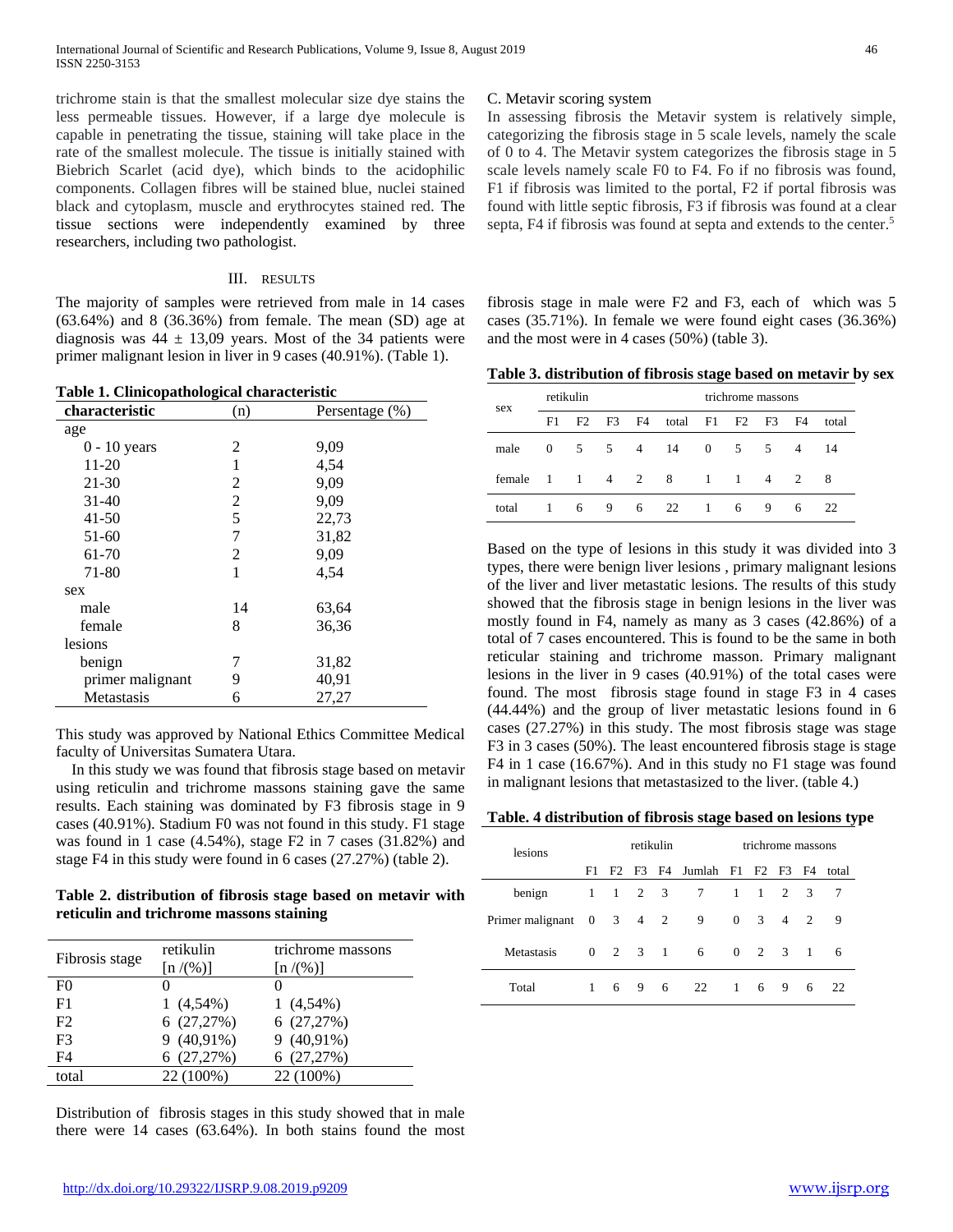trichrome stain is that the smallest molecular size dye stains the less permeable tissues. However, if a large dye molecule is capable in penetrating the tissue, staining will take place in the rate of the smallest molecule. The tissue is initially stained with Biebrich Scarlet (acid dye), which binds to the acidophilic components. Collagen fibres will be stained blue, nuclei stained black and cytoplasm, muscle and erythrocytes stained red. The tissue sections were independently examined by three researchers, including two pathologist.

C. Metavir scoring system

In assessing fibrosis the Metavir system is relatively simple, categorizing the fibrosis stage in 5 scale levels, namely the scale of 0 to 4. The Metavir system categorizes the fibrosis stage in 5 scale levels namely scale F0 to F4. Fo if no fibrosis was found, F1 if fibrosis was limited to the portal, F2 if portal fibrosis was found with little septic fibrosis, F3 if fibrosis was found at a clear septa, F4 if fibrosis was found at septa and extends to the center.[5]

## III. RESULTS

The majority of samples were retrieved from male in 14 cases (63.64%) and 8 (36.36%) from female. The mean (SD) age at diagnosis was 44 ± 13,09 years. Most of the 34 patients were primer malignant lesion in liver in 9 cases (40.91%). (Table 1).

**Table 1. Clinicopathological characteristic**

| characteristic | (n) | Persentage (%) |
|---|---|---|
| age | | |
| 0 - 10 years | 2 | 9,09 |
| 11-20 | 1 | 4,54 |
| 21-30 | 2 | 9,09 |
| 31-40 | 2 | 9,09 |
| 41-50 | 5 | 22,73 |
| 51-60 | 7 | 31,82 |
| 61-70 | 2 | 9,09 |
| 71-80 | 1 | 4,54 |
| sex | | |
| male | 14 | 63,64 |
| female | 8 | 36,36 |
| lesions | | |
| benign | 7 | 31,82 |
| primer malignant | 9 | 40,91 |
| Metastasis | 6 | 27,27 |

This study was approved by National Ethics Committee Medical faculty of Universitas Sumatera Utara.

In this study we was found that fibrosis stage based on metavir using reticulin and trichrome massons staining gave the same results. Each staining was dominated by F3 fibrosis stage in 9 cases (40.91%). Stadium F0 was not found in this study. F1 stage was found in 1 case (4.54%), stage F2 in 7 cases (31.82%) and stage F4 in this study were found in 6 cases (27.27%) (table 2).

**Table 2. distribution of fibrosis stage based on metavir with reticulin and trichrome massons staining**

| Fibrosis stage | retikulin [n /(%)] | trichrome massons [n /(%)] |
|---|---|---|
| F0 | 0 | 0 |
| F1 | 1 (4,54%) | 1 (4,54%) |
| F2 | 6 (27,27%) | 6 (27,27%) |
| F3 | 9 (40,91%) | 9 (40,91%) |
| F4 | 6 (27,27%) | 6 (27,27%) |
| total | 22 (100%) | 22 (100%) |

Distribution of fibrosis stages in this study showed that in male there were 14 cases (63.64%). In both stains found the most fibrosis stage in male were F2 and F3, each of which was 5 cases (35.71%). In female we were found eight cases (36.36%) and the most were in 4 cases (50%) (table 3).

**Table 3. distribution of fibrosis stage based on metavir by sex**

| sex | retikulin | | | | | trichrome massons | | | | |
|---|---|---|---|---|---|---|---|---|---|---|
| | F1 | F2 | F3 | F4 | total | F1 | F2 | F3 | F4 | total |
| male | 0 | 5 | 5 | 4 | 14 | 0 | 5 | 5 | 4 | 14 |
| female | 1 | 1 | 4 | 2 | 8 | 1 | 1 | 4 | 2 | 8 |
| total | 1 | 6 | 9 | 6 | 22 | 1 | 6 | 9 | 6 | 22 |

Based on the type of lesions in this study it was divided into 3 types, there were benign liver lesions , primary malignant lesions of the liver and liver metastatic lesions. The results of this study showed that the fibrosis stage in benign lesions in the liver was mostly found in F4, namely as many as 3 cases (42.86%) of a total of 7 cases encountered. This is found to be the same in both reticular staining and trichrome masson. Primary malignant lesions in the liver in 9 cases (40.91%) of the total cases were found. The most fibrosis stage found in stage F3 in 4 cases (44.44%) and the group of liver metastatic lesions found in 6 cases (27.27%) in this study. The most fibrosis stage was stage F3 in 3 cases (50%). The least encountered fibrosis stage is stage F4 in 1 case (16.67%). And in this study no F1 stage was found in malignant lesions that metastasized to the liver. (table 4.)

**Table. 4 distribution of fibrosis stage based on lesions type**

| lesions | retikulin | | | | | trichrome massons | | | | |
|---|---|---|---|---|---|---|---|---|---|---|
| | F1 | F2 | F3 | F4 | Jumlah | F1 | F2 | F3 | F4 | total |
| benign | 1 | 1 | 2 | 3 | 7 | 1 | 1 | 2 | 3 | 7 |
| Primer malignant | 0 | 3 | 4 | 2 | 9 | 0 | 3 | 4 | 2 | 9 |
| Metastasis | 0 | 2 | 3 | 1 | 6 | 0 | 2 | 3 | 1 | 6 |
| Total | 1 | 6 | 9 | 6 | 22 | 1 | 6 | 9 | 6 | 22 |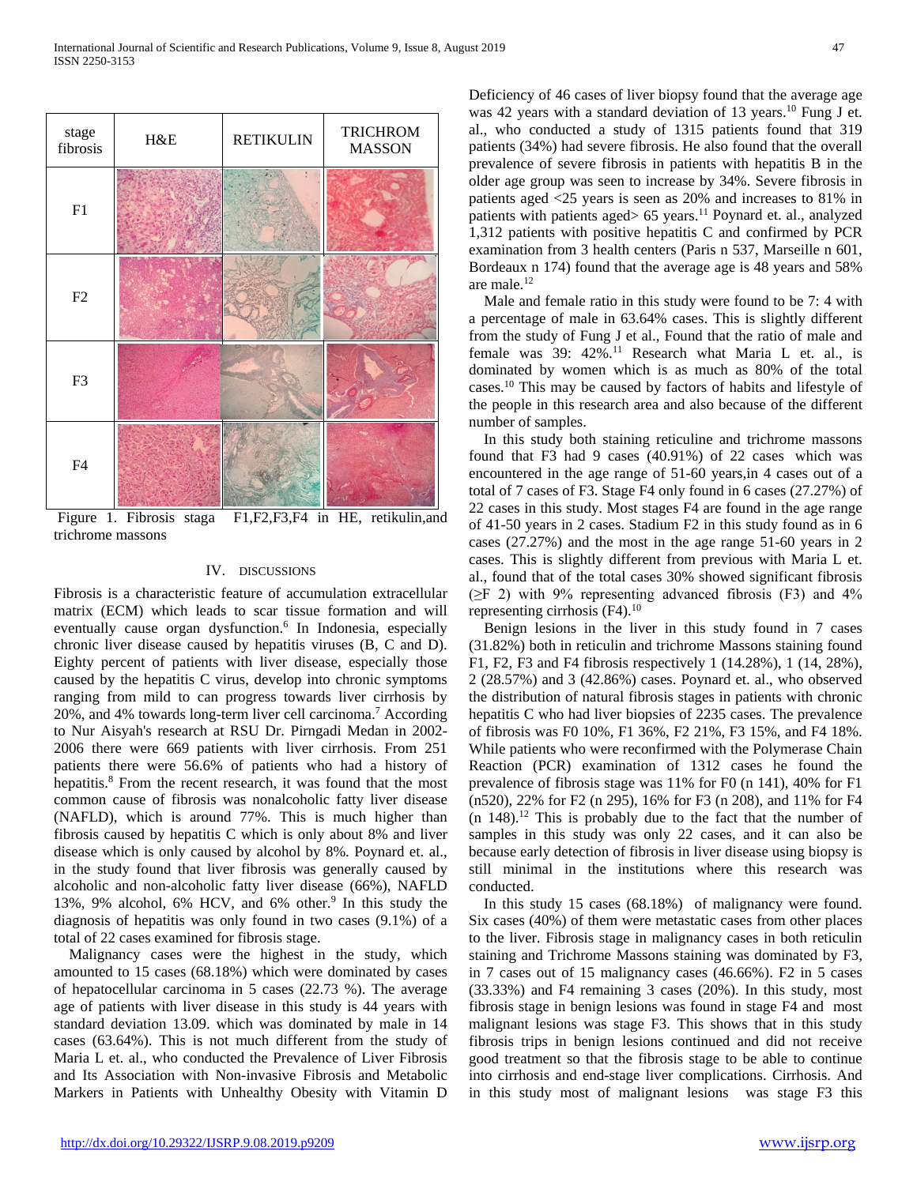| stage fibrosis | H&E | RETIKULIN | TRICHROM MASSON |
|---|---|---|---|
| F1 | | | |
| F2 | | | |
| F3 | | | |
| F4 | | | |

Figure 1. Fibrosis staga F1,F2,F3,F4 in HE, retikulin,and trichrome massons

## IV. DISCUSSIONS

Fibrosis is a characteristic feature of accumulation extracellular matrix (ECM) which leads to scar tissue formation and will eventually cause organ dysfunction.[6] In Indonesia, especially chronic liver disease caused by hepatitis viruses (B, C and D). Eighty percent of patients with liver disease, especially those caused by the hepatitis C virus, develop into chronic symptoms ranging from mild to can progress towards liver cirrhosis by 20%, and 4% towards long-term liver cell carcinoma.[7] According to Nur Aisyah's research at RSU Dr. Pirngadi Medan in 2002-2006 there were 669 patients with liver cirrhosis. From 251 patients there were 56.6% of patients who had a history of hepatitis.[8] From the recent research, it was found that the most common cause of fibrosis was nonalcoholic fatty liver disease (NAFLD), which is around 77%. This is much higher than fibrosis caused by hepatitis C which is only about 8% and liver disease which is only caused by alcohol by 8%. Poynard et. al., in the study found that liver fibrosis was generally caused by alcoholic and non-alcoholic fatty liver disease (66%), NAFLD 13%, 9% alcohol, 6% HCV, and 6% other.[9] In this study the diagnosis of hepatitis was only found in two cases (9.1%) of a total of 22 cases examined for fibrosis stage.

Malignancy cases were the highest in the study, which amounted to 15 cases (68.18%) which were dominated by cases of hepatocellular carcinoma in 5 cases (22.73 %). The average age of patients with liver disease in this study is 44 years with standard deviation 13.09. which was dominated by male in 14 cases (63.64%). This is not much different from the study of Maria L et. al., who conducted the Prevalence of Liver Fibrosis and Its Association with Non-invasive Fibrosis and Metabolic Markers in Patients with Unhealthy Obesity with Vitamin D Deficiency of 46 cases of liver biopsy found that the average age was 42 years with a standard deviation of 13 years.[10] Fung J et. al., who conducted a study of 1315 patients found that 319 patients (34%) had severe fibrosis. He also found that the overall prevalence of severe fibrosis in patients with hepatitis B in the older age group was seen to increase by 34%. Severe fibrosis in patients aged <25 years is seen as 20% and increases to 81% in patients with patients aged> 65 years.[11] Poynard et. al., analyzed 1,312 patients with positive hepatitis C and confirmed by PCR examination from 3 health centers (Paris n 537, Marseille n 601, Bordeaux n 174) found that the average age is 48 years and 58% are male.[12]

Male and female ratio in this study were found to be 7: 4 with a percentage of male in 63.64% cases. This is slightly different from the study of Fung J et al., Found that the ratio of male and female was 39: 42%.[11] Research what Maria L et. al., is dominated by women which is as much as 80% of the total cases.[10] This may be caused by factors of habits and lifestyle of the people in this research area and also because of the different number of samples.

In this study both staining reticuline and trichrome massons found that F3 had 9 cases (40.91%) of 22 cases which was encountered in the age range of 51-60 years,in 4 cases out of a total of 7 cases of F3. Stage F4 only found in 6 cases (27.27%) of 22 cases in this study. Most stages F4 are found in the age range of 41-50 years in 2 cases. Stadium F2 in this study found as in 6 cases (27.27%) and the most in the age range 51-60 years in 2 cases. This is slightly different from previous with Maria L et. al., found that of the total cases 30% showed significant fibrosis (≥F 2) with 9% representing advanced fibrosis (F3) and 4% representing cirrhosis (F4).[10]

Benign lesions in the liver in this study found in 7 cases (31.82%) both in reticulin and trichrome Massons staining found F1, F2, F3 and F4 fibrosis respectively 1 (14.28%), 1 (14, 28%), 2 (28.57%) and 3 (42.86%) cases. Poynard et. al., who observed the distribution of natural fibrosis stages in patients with chronic hepatitis C who had liver biopsies of 2235 cases. The prevalence of fibrosis was F0 10%, F1 36%, F2 21%, F3 15%, and F4 18%. While patients who were reconfirmed with the Polymerase Chain Reaction (PCR) examination of 1312 cases he found the prevalence of fibrosis stage was 11% for F0 (n 141), 40% for F1 (n520), 22% for F2 (n 295), 16% for F3 (n 208), and 11% for F4 (n 148).[12] This is probably due to the fact that the number of samples in this study was only 22 cases, and it can also be because early detection of fibrosis in liver disease using biopsy is still minimal in the institutions where this research was conducted.

In this study 15 cases (68.18%) of malignancy were found. Six cases (40%) of them were metastatic cases from other places to the liver. Fibrosis stage in malignancy cases in both reticulin staining and Trichrome Massons staining was dominated by F3, in 7 cases out of 15 malignancy cases (46.66%). F2 in 5 cases (33.33%) and F4 remaining 3 cases (20%). In this study, most fibrosis stage in benign lesions was found in stage F4 and most malignant lesions was stage F3. This shows that in this study fibrosis trips in benign lesions continued and did not receive good treatment so that the fibrosis stage to be able to continue into cirrhosis and end-stage liver complications. Cirrhosis. And in this study most of malignant lesions was stage F3 this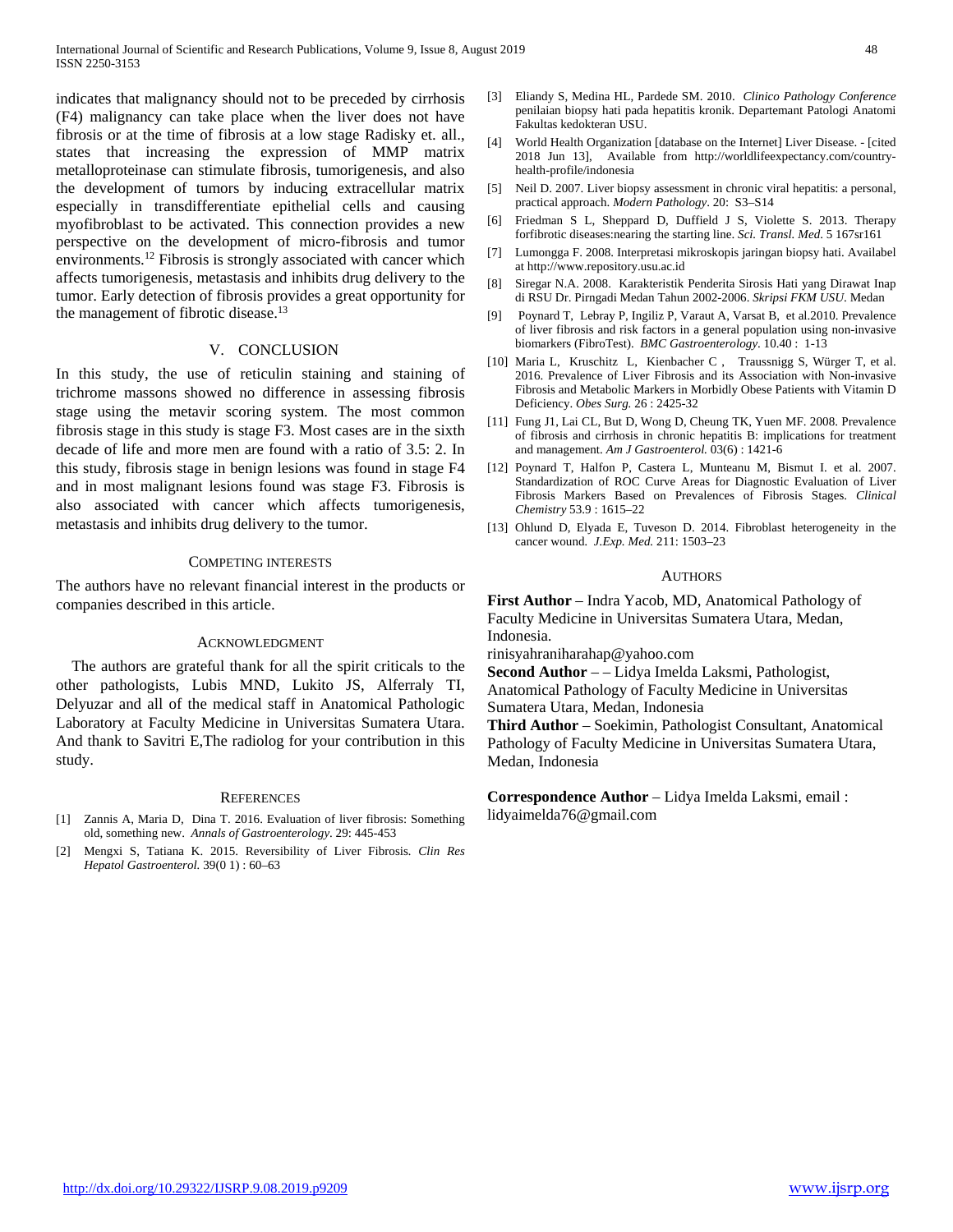indicates that malignancy should not to be preceded by cirrhosis (F4) malignancy can take place when the liver does not have fibrosis or at the time of fibrosis at a low stage Radisky et. all., states that increasing the expression of MMP matrix metalloproteinase can stimulate fibrosis, tumorigenesis, and also the development of tumors by inducing extracellular matrix especially in transdifferentiate epithelial cells and causing myofibroblast to be activated. This connection provides a new perspective on the development of micro-fibrosis and tumor environments.[12] Fibrosis is strongly associated with cancer which affects tumorigenesis, metastasis and inhibits drug delivery to the tumor. Early detection of fibrosis provides a great opportunity for the management of fibrotic disease.[13]

## V. CONCLUSION

In this study, the use of reticulin staining and staining of trichrome massons showed no difference in assessing fibrosis stage using the metavir scoring system. The most common fibrosis stage in this study is stage F3. Most cases are in the sixth decade of life and more men are found with a ratio of 3.5: 2. In this study, fibrosis stage in benign lesions was found in stage F4 and in most malignant lesions found was stage F3. Fibrosis is also associated with cancer which affects tumorigenesis, metastasis and inhibits drug delivery to the tumor.

## COMPETING INTERESTS

The authors have no relevant financial interest in the products or companies described in this article.

## ACKNOWLEDGMENT

The authors are grateful thank for all the spirit criticals to the other pathologists, Lubis MND, Lukito JS, Alferraly TI, Delyuzar and all of the medical staff in Anatomical Pathologic Laboratory at Faculty Medicine in Universitas Sumatera Utara. And thank to Savitri E,The radiolog for your contribution in this study.

## REFERENCES

[1] Zannis A, Maria D, Dina T. 2016. Evaluation of liver fibrosis: Something old, something new. *Annals of Gastroenterology*. 29: 445-453

[2] Mengxi S, Tatiana K. 2015. Reversibility of Liver Fibrosis. *Clin Res Hepatol Gastroenterol.* 39(0 1) : 60–63

[3] Eliandy S, Medina HL, Pardede SM. 2010. *Clinico Pathology Conference* penilaian biopsy hati pada hepatitis kronik. Departemant Patologi Anatomi Fakultas kedokteran USU.

[4] World Health Organization [database on the Internet] Liver Disease. - [cited 2018 Jun 13], Available from http://worldlifeexpectancy.com/country-health-profile/indonesia

[5] Neil D. 2007. Liver biopsy assessment in chronic viral hepatitis: a personal, practical approach. *Modern Pathology*. 20: S3–S14

[6] Friedman S L, Sheppard D, Duffield J S, Violette S. 2013. Therapy forfibrotic diseases:nearing the starting line. *Sci. Transl. Med.* 5 167sr161

[7] Lumongga F. 2008. Interpretasi mikroskopis jaringan biopsy hati. Availabel at http://www.repository.usu.ac.id

[8] Siregar N.A. 2008. Karakteristik Penderita Sirosis Hati yang Dirawat Inap di RSU Dr. Pirngadi Medan Tahun 2002-2006. *Skripsi FKM USU*. Medan

[9] Poynard T, Lebray P, Ingiliz P, Varaut A, Varsat B, et al.2010. Prevalence of liver fibrosis and risk factors in a general population using non-invasive biomarkers (FibroTest). *BMC Gastroenterology.* 10.40 : 1-13

[10] Maria L, Kruschitz L, Kienbacher C , Traussnigg S, Würger T, et al. 2016. Prevalence of Liver Fibrosis and its Association with Non-invasive Fibrosis and Metabolic Markers in Morbidly Obese Patients with Vitamin D Deficiency. *Obes Surg.* 26 : 2425-32

[11] Fung J1, Lai CL, But D, Wong D, Cheung TK, Yuen MF. 2008. Prevalence of fibrosis and cirrhosis in chronic hepatitis B: implications for treatment and management. *Am J Gastroenterol.* 03(6) : 1421-6

[12] Poynard T, Halfon P, Castera L, Munteanu M, Bismut I. et al. 2007. Standardization of ROC Curve Areas for Diagnostic Evaluation of Liver Fibrosis Markers Based on Prevalences of Fibrosis Stages. *Clinical Chemistry* 53.9 : 1615–22

[13] Ohlund D, Elyada E, Tuveson D. 2014. Fibroblast heterogeneity in the cancer wound. *J.Exp. Med.* 211: 1503–23

## AUTHORS

**First Author** – Indra Yacob, MD, Anatomical Pathology of Faculty Medicine in Universitas Sumatera Utara, Medan, Indonesia.
rinisyahraniharahap@yahoo.com

**Second Author** – – Lidya Imelda Laksmi, Pathologist, Anatomical Pathology of Faculty Medicine in Universitas Sumatera Utara, Medan, Indonesia

**Third Author** – Soekimin, Pathologist Consultant, Anatomical Pathology of Faculty Medicine in Universitas Sumatera Utara, Medan, Indonesia

**Correspondence Author** – Lidya Imelda Laksmi, email : lidyaimelda76@gmail.com